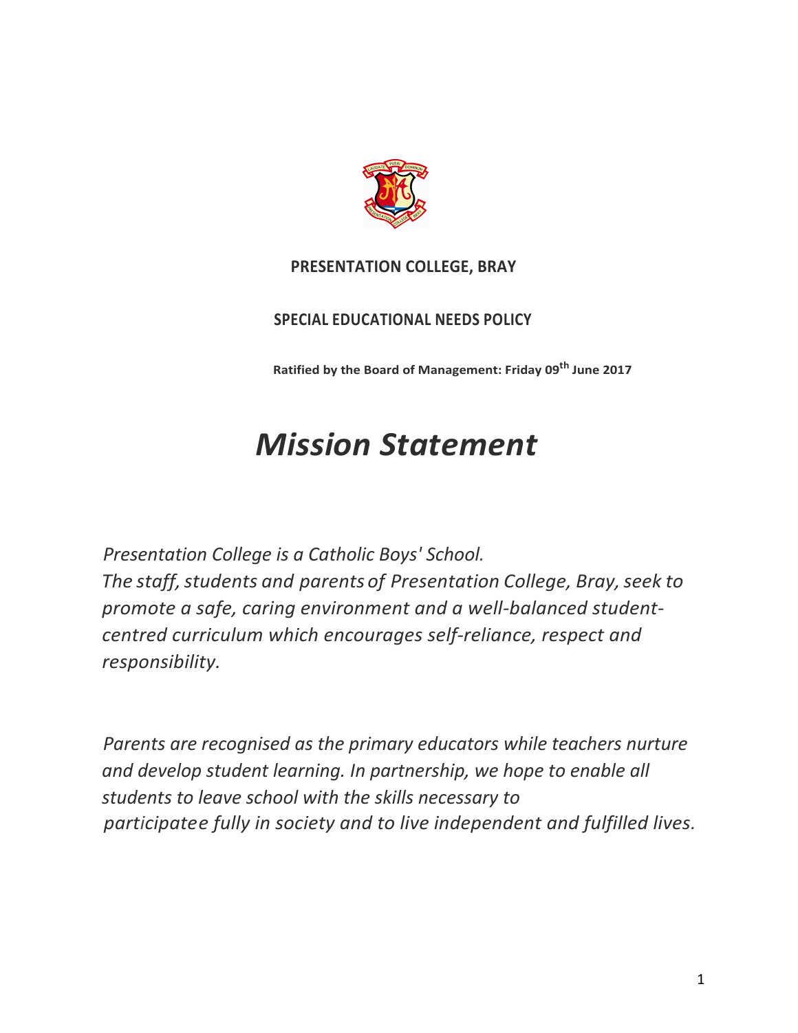**PRESENTATION COLLEGE, BRAY**

**SPECIAL EDUCATIONAL NEEDS POLICY**

**Ratified by the Board of Management: Friday 09th June 2017**

# *Mission Statement*

*Presentation College is a Catholic Boys' School.*
*The staff, students and parents of Presentation College, Bray, seek to promote a safe, caring environment and a well-balanced student-centred curriculum which encourages self-reliance, respect and responsibility.*

*Parents are recognised as the primary educators while teachers nurture and develop student learning. In partnership, we hope to enable all students to leave school with the skills necessary to participatee fully in society and to live independent and fulfilled lives.*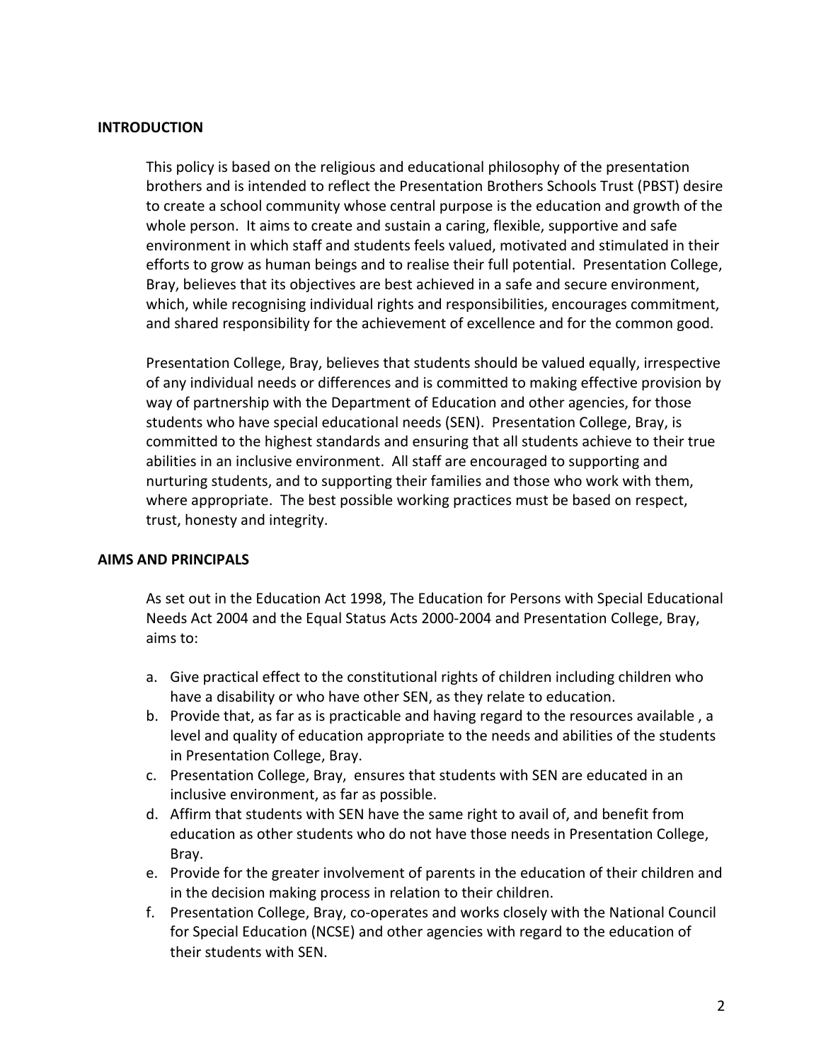## INTRODUCTION

This policy is based on the religious and educational philosophy of the presentation brothers and is intended to reflect the Presentation Brothers Schools Trust (PBST) desire to create a school community whose central purpose is the education and growth of the whole person. It aims to create and sustain a caring, flexible, supportive and safe environment in which staff and students feels valued, motivated and stimulated in their efforts to grow as human beings and to realise their full potential. Presentation College, Bray, believes that its objectives are best achieved in a safe and secure environment, which, while recognising individual rights and responsibilities, encourages commitment, and shared responsibility for the achievement of excellence and for the common good.

Presentation College, Bray, believes that students should be valued equally, irrespective of any individual needs or differences and is committed to making effective provision by way of partnership with the Department of Education and other agencies, for those students who have special educational needs (SEN). Presentation College, Bray, is committed to the highest standards and ensuring that all students achieve to their true abilities in an inclusive environment. All staff are encouraged to supporting and nurturing students, and to supporting their families and those who work with them, where appropriate. The best possible working practices must be based on respect, trust, honesty and integrity.

## AIMS AND PRINCIPALS

As set out in the Education Act 1998, The Education for Persons with Special Educational Needs Act 2004 and the Equal Status Acts 2000-2004 and Presentation College, Bray, aims to:

a. Give practical effect to the constitutional rights of children including children who have a disability or who have other SEN, as they relate to education.
b. Provide that, as far as is practicable and having regard to the resources available , a level and quality of education appropriate to the needs and abilities of the students in Presentation College, Bray.
c. Presentation College, Bray, ensures that students with SEN are educated in an inclusive environment, as far as possible.
d. Affirm that students with SEN have the same right to avail of, and benefit from education as other students who do not have those needs in Presentation College, Bray.
e. Provide for the greater involvement of parents in the education of their children and in the decision making process in relation to their children.
f. Presentation College, Bray, co-operates and works closely with the National Council for Special Education (NCSE) and other agencies with regard to the education of their students with SEN.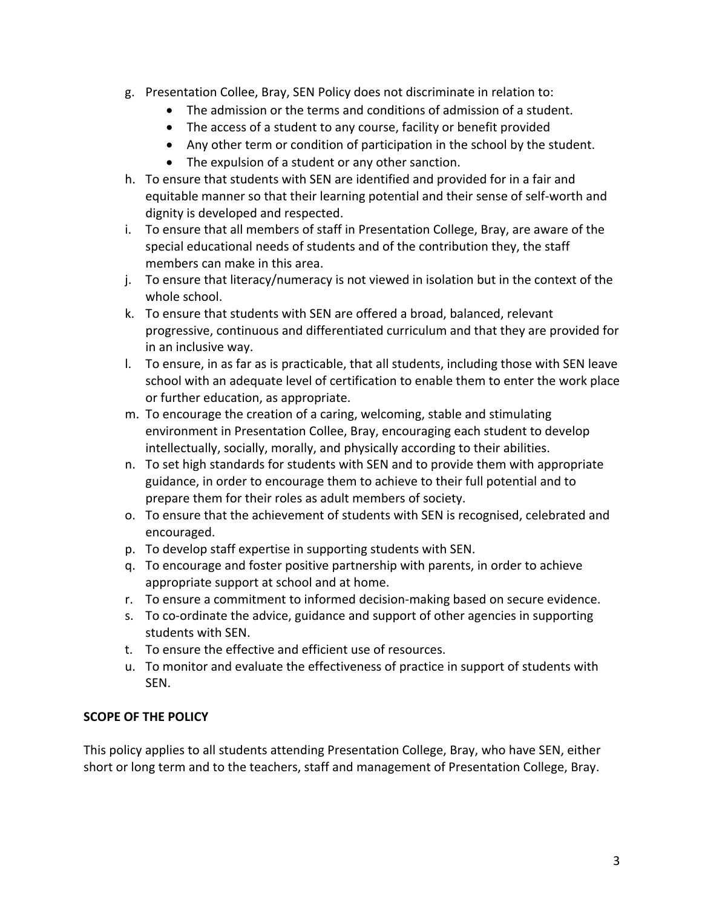g. Presentation Collee, Bray, SEN Policy does not discriminate in relation to:
    - The admission or the terms and conditions of admission of a student.
    - The access of a student to any course, facility or benefit provided
    - Any other term or condition of participation in the school by the student.
    - The expulsion of a student or any other sanction.
h. To ensure that students with SEN are identified and provided for in a fair and equitable manner so that their learning potential and their sense of self-worth and dignity is developed and respected.
i. To ensure that all members of staff in Presentation College, Bray, are aware of the special educational needs of students and of the contribution they, the staff members can make in this area.
j. To ensure that literacy/numeracy is not viewed in isolation but in the context of the whole school.
k. To ensure that students with SEN are offered a broad, balanced, relevant progressive, continuous and differentiated curriculum and that they are provided for in an inclusive way.
l. To ensure, in as far as is practicable, that all students, including those with SEN leave school with an adequate level of certification to enable them to enter the work place or further education, as appropriate.
m. To encourage the creation of a caring, welcoming, stable and stimulating environment in Presentation Collee, Bray, encouraging each student to develop intellectually, socially, morally, and physically according to their abilities.
n. To set high standards for students with SEN and to provide them with appropriate guidance, in order to encourage them to achieve to their full potential and to prepare them for their roles as adult members of society.
o. To ensure that the achievement of students with SEN is recognised, celebrated and encouraged.
p. To develop staff expertise in supporting students with SEN.
q. To encourage and foster positive partnership with parents, in order to achieve appropriate support at school and at home.
r. To ensure a commitment to informed decision-making based on secure evidence.
s. To co-ordinate the advice, guidance and support of other agencies in supporting students with SEN.
t. To ensure the effective and efficient use of resources.
u. To monitor and evaluate the effectiveness of practice in support of students with SEN.

**SCOPE OF THE POLICY**

This policy applies to all students attending Presentation College, Bray, who have SEN, either short or long term and to the teachers, staff and management of Presentation College, Bray.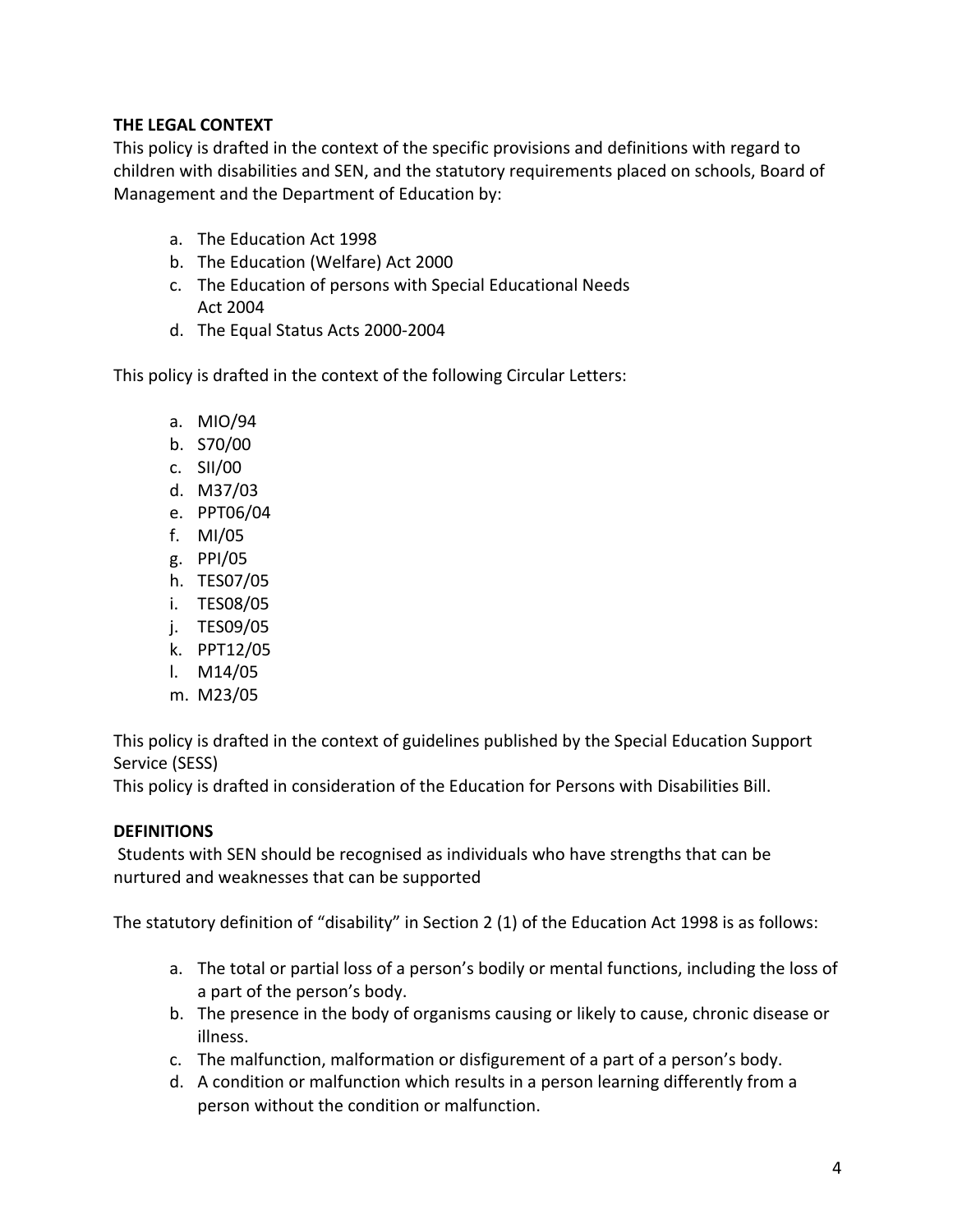**THE LEGAL CONTEXT**

This policy is drafted in the context of the specific provisions and definitions with regard to children with disabilities and SEN, and the statutory requirements placed on schools, Board of Management and the Department of Education by:

a. The Education Act 1998
b. The Education (Welfare) Act 2000
c. The Education of persons with Special Educational Needs Act 2004
d. The Equal Status Acts 2000-2004

This policy is drafted in the context of the following Circular Letters:

a. MIO/94
b. S70/00
c. SII/00
d. M37/03
e. PPT06/04
f. MI/05
g. PPI/05
h. TES07/05
i. TES08/05
j. TES09/05
k. PPT12/05
l. M14/05
m. M23/05

This policy is drafted in the context of guidelines published by the Special Education Support Service (SESS)

This policy is drafted in consideration of the Education for Persons with Disabilities Bill.

**DEFINITIONS**

Students with SEN should be recognised as individuals who have strengths that can be nurtured and weaknesses that can be supported

The statutory definition of "disability" in Section 2 (1) of the Education Act 1998 is as follows:

a. The total or partial loss of a person's bodily or mental functions, including the loss of a part of the person's body.
b. The presence in the body of organisms causing or likely to cause, chronic disease or illness.
c. The malfunction, malformation or disfigurement of a part of a person's body.
d. A condition or malfunction which results in a person learning differently from a person without the condition or malfunction.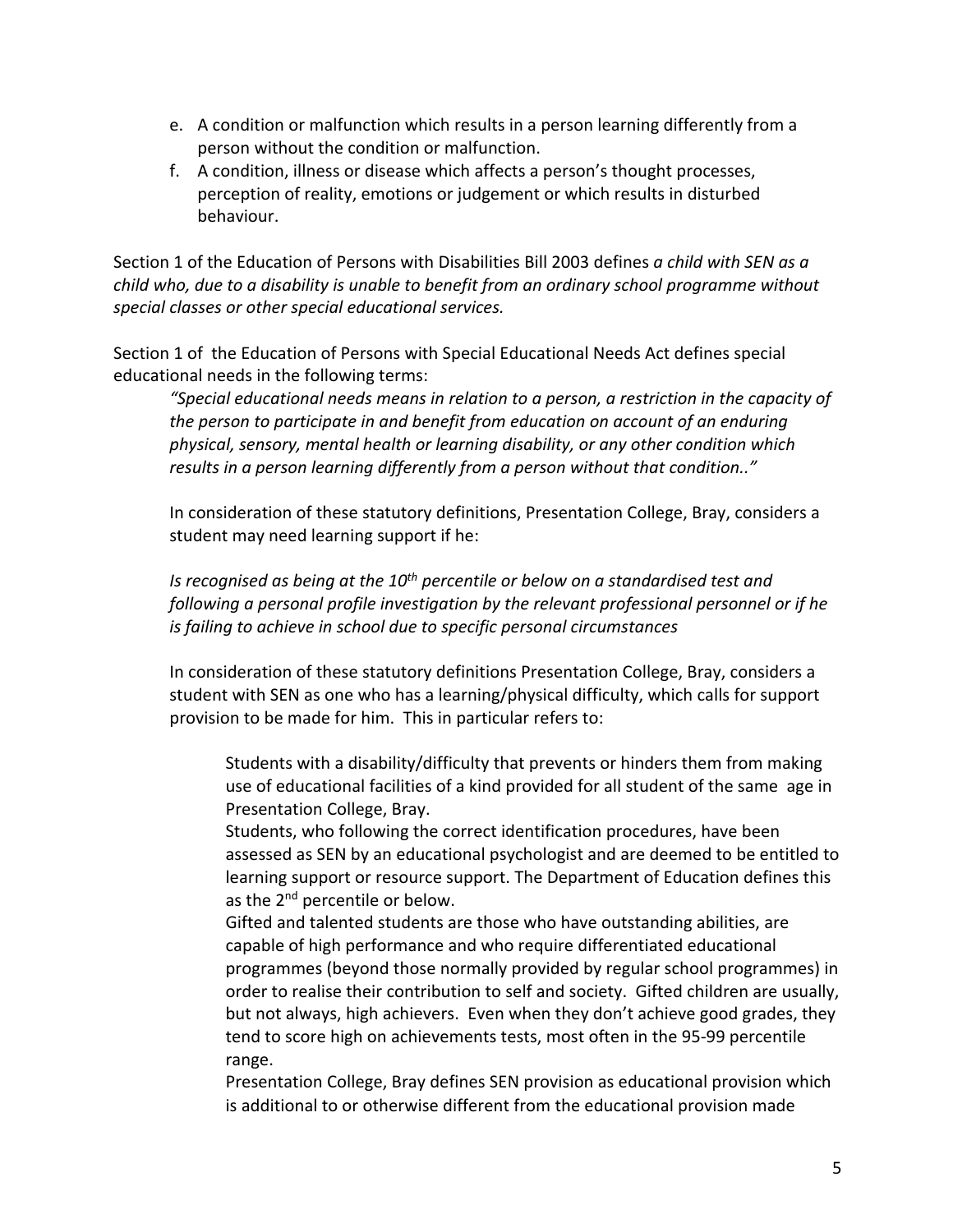e. A condition or malfunction which results in a person learning differently from a person without the condition or malfunction.
f. A condition, illness or disease which affects a person's thought processes, perception of reality, emotions or judgement or which results in disturbed behaviour.

Section 1 of the Education of Persons with Disabilities Bill 2003 defines *a child with SEN as a child who, due to a disability is unable to benefit from an ordinary school programme without special classes or other special educational services.*

Section 1 of the Education of Persons with Special Educational Needs Act defines special educational needs in the following terms:

> *"Special educational needs means in relation to a person, a restriction in the capacity of the person to participate in and benefit from education on account of an enduring physical, sensory, mental health or learning disability, or any other condition which results in a person learning differently from a person without that condition.."*

In consideration of these statutory definitions, Presentation College, Bray, considers a student may need learning support if he:

*Is recognised as being at the 10th percentile or below on a standardised test and following a personal profile investigation by the relevant professional personnel or if he is failing to achieve in school due to specific personal circumstances*

In consideration of these statutory definitions Presentation College, Bray, considers a student with SEN as one who has a learning/physical difficulty, which calls for support provision to be made for him. This in particular refers to:

Students with a disability/difficulty that prevents or hinders them from making use of educational facilities of a kind provided for all student of the same age in Presentation College, Bray.

Students, who following the correct identification procedures, have been assessed as SEN by an educational psychologist and are deemed to be entitled to learning support or resource support. The Department of Education defines this as the 2nd percentile or below.

Gifted and talented students are those who have outstanding abilities, are capable of high performance and who require differentiated educational programmes (beyond those normally provided by regular school programmes) in order to realise their contribution to self and society. Gifted children are usually, but not always, high achievers. Even when they don't achieve good grades, they tend to score high on achievements tests, most often in the 95-99 percentile range.

Presentation College, Bray defines SEN provision as educational provision which is additional to or otherwise different from the educational provision made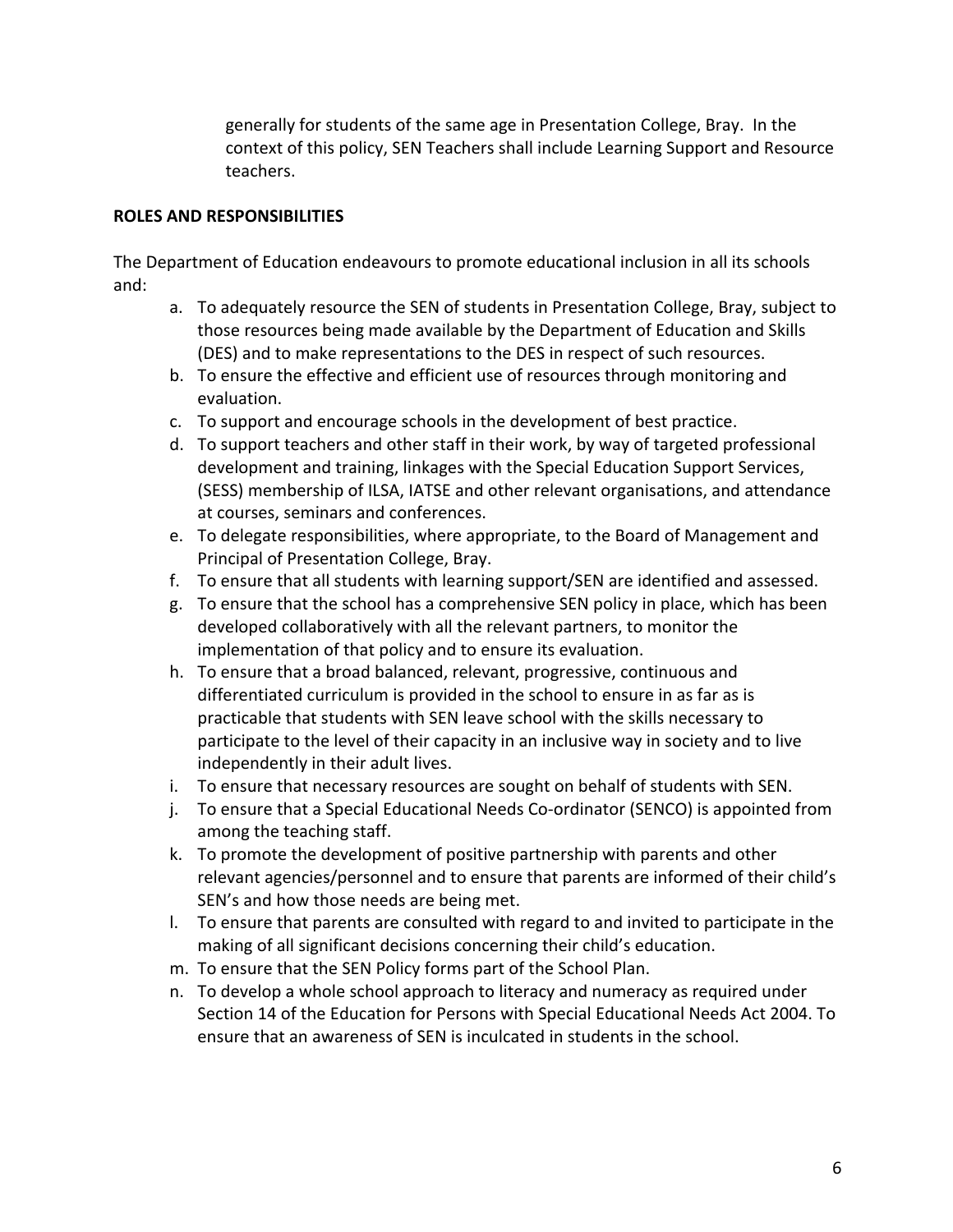generally for students of the same age in Presentation College, Bray. In the context of this policy, SEN Teachers shall include Learning Support and Resource teachers.

**ROLES AND RESPONSIBILITIES**

The Department of Education endeavours to promote educational inclusion in all its schools and:

a. To adequately resource the SEN of students in Presentation College, Bray, subject to those resources being made available by the Department of Education and Skills (DES) and to make representations to the DES in respect of such resources.
b. To ensure the effective and efficient use of resources through monitoring and evaluation.
c. To support and encourage schools in the development of best practice.
d. To support teachers and other staff in their work, by way of targeted professional development and training, linkages with the Special Education Support Services, (SESS) membership of ILSA, IATSE and other relevant organisations, and attendance at courses, seminars and conferences.
e. To delegate responsibilities, where appropriate, to the Board of Management and Principal of Presentation College, Bray.
f. To ensure that all students with learning support/SEN are identified and assessed.
g. To ensure that the school has a comprehensive SEN policy in place, which has been developed collaboratively with all the relevant partners, to monitor the implementation of that policy and to ensure its evaluation.
h. To ensure that a broad balanced, relevant, progressive, continuous and differentiated curriculum is provided in the school to ensure in as far as is practicable that students with SEN leave school with the skills necessary to participate to the level of their capacity in an inclusive way in society and to live independently in their adult lives.
i. To ensure that necessary resources are sought on behalf of students with SEN.
j. To ensure that a Special Educational Needs Co-ordinator (SENCO) is appointed from among the teaching staff.
k. To promote the development of positive partnership with parents and other relevant agencies/personnel and to ensure that parents are informed of their child's SEN's and how those needs are being met.
l. To ensure that parents are consulted with regard to and invited to participate in the making of all significant decisions concerning their child's education.
m. To ensure that the SEN Policy forms part of the School Plan.
n. To develop a whole school approach to literacy and numeracy as required under Section 14 of the Education for Persons with Special Educational Needs Act 2004. To ensure that an awareness of SEN is inculcated in students in the school.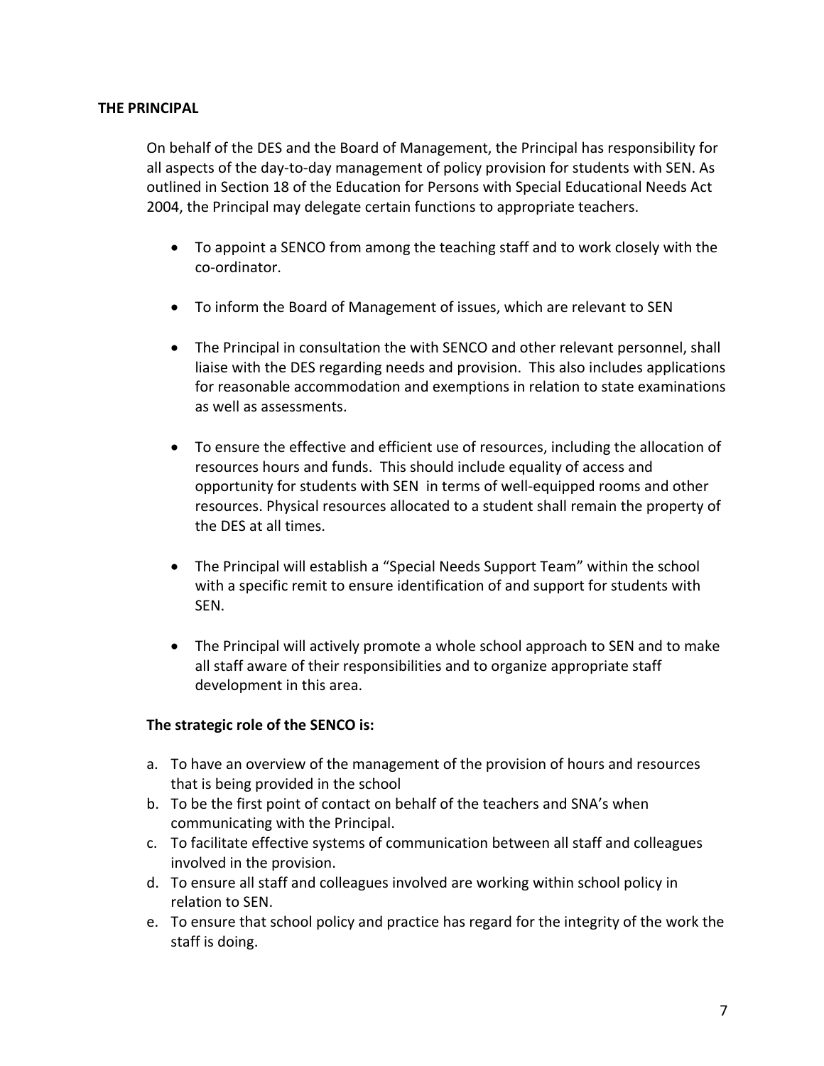**THE PRINCIPAL**

On behalf of the DES and the Board of Management, the Principal has responsibility for all aspects of the day-to-day management of policy provision for students with SEN. As outlined in Section 18 of the Education for Persons with Special Educational Needs Act 2004, the Principal may delegate certain functions to appropriate teachers.

- To appoint a SENCO from among the teaching staff and to work closely with the co-ordinator.
- To inform the Board of Management of issues, which are relevant to SEN
- The Principal in consultation the with SENCO and other relevant personnel, shall liaise with the DES regarding needs and provision. This also includes applications for reasonable accommodation and exemptions in relation to state examinations as well as assessments.
- To ensure the effective and efficient use of resources, including the allocation of resources hours and funds. This should include equality of access and opportunity for students with SEN in terms of well-equipped rooms and other resources. Physical resources allocated to a student shall remain the property of the DES at all times.
- The Principal will establish a "Special Needs Support Team" within the school with a specific remit to ensure identification of and support for students with SEN.
- The Principal will actively promote a whole school approach to SEN and to make all staff aware of their responsibilities and to organize appropriate staff development in this area.

**The strategic role of the SENCO is:**

a. To have an overview of the management of the provision of hours and resources that is being provided in the school
b. To be the first point of contact on behalf of the teachers and SNA's when communicating with the Principal.
c. To facilitate effective systems of communication between all staff and colleagues involved in the provision.
d. To ensure all staff and colleagues involved are working within school policy in relation to SEN.
e. To ensure that school policy and practice has regard for the integrity of the work the staff is doing.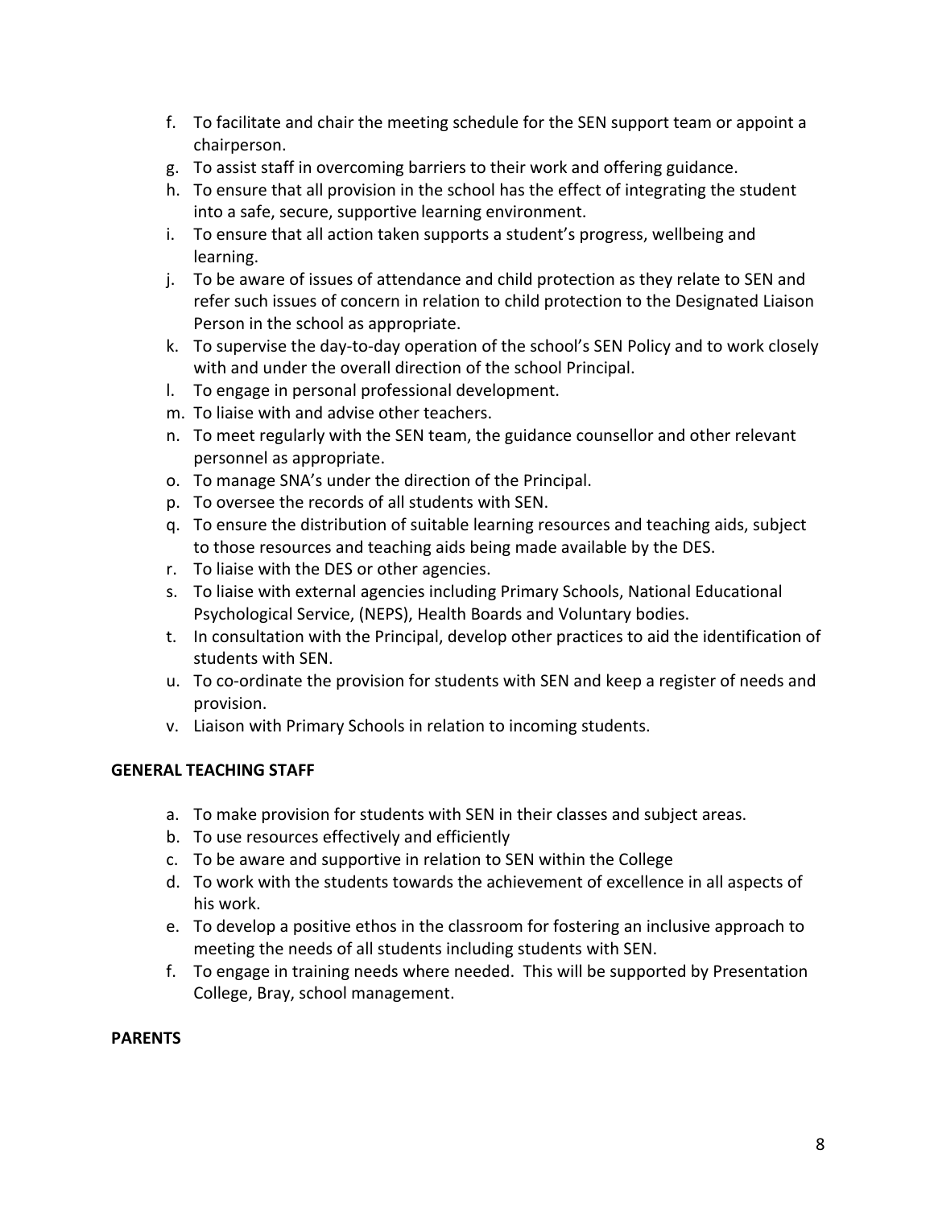f. To facilitate and chair the meeting schedule for the SEN support team or appoint a chairperson.
g. To assist staff in overcoming barriers to their work and offering guidance.
h. To ensure that all provision in the school has the effect of integrating the student into a safe, secure, supportive learning environment.
i. To ensure that all action taken supports a student's progress, wellbeing and learning.
j. To be aware of issues of attendance and child protection as they relate to SEN and refer such issues of concern in relation to child protection to the Designated Liaison Person in the school as appropriate.
k. To supervise the day-to-day operation of the school's SEN Policy and to work closely with and under the overall direction of the school Principal.
l. To engage in personal professional development.
m. To liaise with and advise other teachers.
n. To meet regularly with the SEN team, the guidance counsellor and other relevant personnel as appropriate.
o. To manage SNA's under the direction of the Principal.
p. To oversee the records of all students with SEN.
q. To ensure the distribution of suitable learning resources and teaching aids, subject to those resources and teaching aids being made available by the DES.
r. To liaise with the DES or other agencies.
s. To liaise with external agencies including Primary Schools, National Educational Psychological Service, (NEPS), Health Boards and Voluntary bodies.
t. In consultation with the Principal, develop other practices to aid the identification of students with SEN.
u. To co-ordinate the provision for students with SEN and keep a register of needs and provision.
v. Liaison with Primary Schools in relation to incoming students.

**GENERAL TEACHING STAFF**

a. To make provision for students with SEN in their classes and subject areas.
b. To use resources effectively and efficiently
c. To be aware and supportive in relation to SEN within the College
d. To work with the students towards the achievement of excellence in all aspects of his work.
e. To develop a positive ethos in the classroom for fostering an inclusive approach to meeting the needs of all students including students with SEN.
f. To engage in training needs where needed. This will be supported by Presentation College, Bray, school management.

**PARENTS**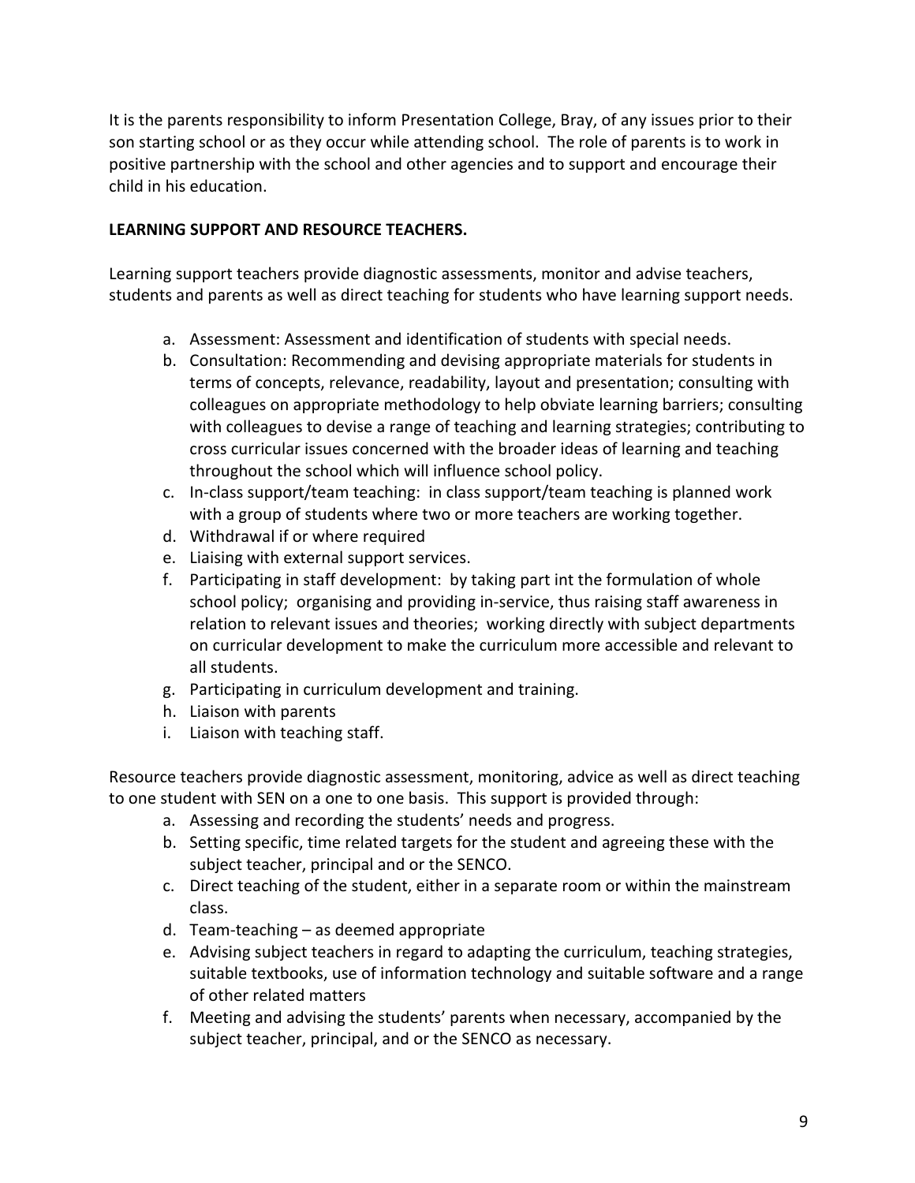It is the parents responsibility to inform Presentation College, Bray, of any issues prior to their son starting school or as they occur while attending school. The role of parents is to work in positive partnership with the school and other agencies and to support and encourage their child in his education.

**LEARNING SUPPORT AND RESOURCE TEACHERS.**

Learning support teachers provide diagnostic assessments, monitor and advise teachers, students and parents as well as direct teaching for students who have learning support needs.

a. Assessment: Assessment and identification of students with special needs.
b. Consultation: Recommending and devising appropriate materials for students in terms of concepts, relevance, readability, layout and presentation; consulting with colleagues on appropriate methodology to help obviate learning barriers; consulting with colleagues to devise a range of teaching and learning strategies; contributing to cross curricular issues concerned with the broader ideas of learning and teaching throughout the school which will influence school policy.
c. In-class support/team teaching: in class support/team teaching is planned work with a group of students where two or more teachers are working together.
d. Withdrawal if or where required
e. Liaising with external support services.
f. Participating in staff development: by taking part int the formulation of whole school policy; organising and providing in-service, thus raising staff awareness in relation to relevant issues and theories; working directly with subject departments on curricular development to make the curriculum more accessible and relevant to all students.
g. Participating in curriculum development and training.
h. Liaison with parents
i. Liaison with teaching staff.

Resource teachers provide diagnostic assessment, monitoring, advice as well as direct teaching to one student with SEN on a one to one basis. This support is provided through:

a. Assessing and recording the students' needs and progress.
b. Setting specific, time related targets for the student and agreeing these with the subject teacher, principal and or the SENCO.
c. Direct teaching of the student, either in a separate room or within the mainstream class.
d. Team-teaching – as deemed appropriate
e. Advising subject teachers in regard to adapting the curriculum, teaching strategies, suitable textbooks, use of information technology and suitable software and a range of other related matters
f. Meeting and advising the students' parents when necessary, accompanied by the subject teacher, principal, and or the SENCO as necessary.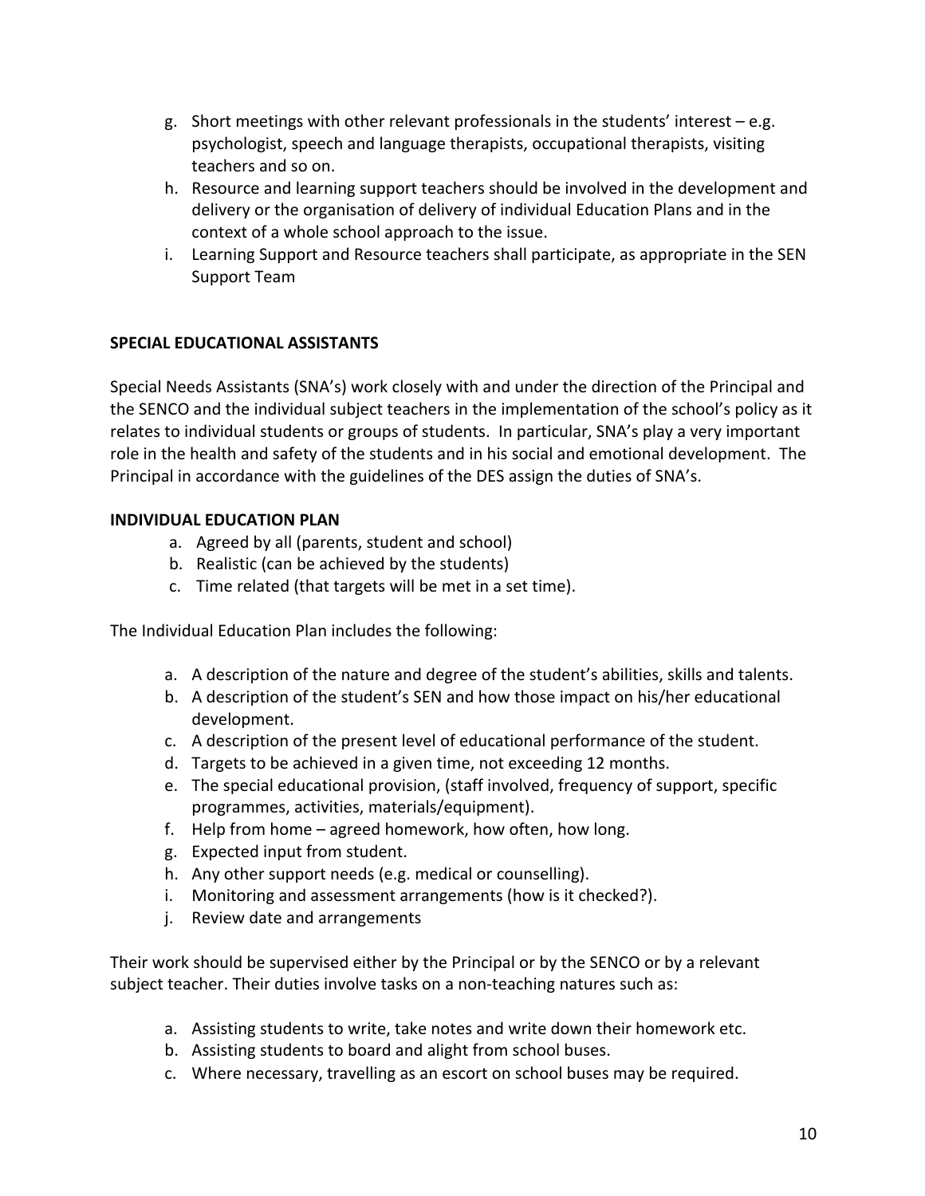g. Short meetings with other relevant professionals in the students' interest – e.g. psychologist, speech and language therapists, occupational therapists, visiting teachers and so on.
h. Resource and learning support teachers should be involved in the development and delivery or the organisation of delivery of individual Education Plans and in the context of a whole school approach to the issue.
i. Learning Support and Resource teachers shall participate, as appropriate in the SEN Support Team

**SPECIAL EDUCATIONAL ASSISTANTS**

Special Needs Assistants (SNA's) work closely with and under the direction of the Principal and the SENCO and the individual subject teachers in the implementation of the school's policy as it relates to individual students or groups of students. In particular, SNA's play a very important role in the health and safety of the students and in his social and emotional development. The Principal in accordance with the guidelines of the DES assign the duties of SNA's.

**INDIVIDUAL EDUCATION PLAN**

a. Agreed by all (parents, student and school)
b. Realistic (can be achieved by the students)
c. Time related (that targets will be met in a set time).

The Individual Education Plan includes the following:

a. A description of the nature and degree of the student's abilities, skills and talents.
b. A description of the student's SEN and how those impact on his/her educational development.
c. A description of the present level of educational performance of the student.
d. Targets to be achieved in a given time, not exceeding 12 months.
e. The special educational provision, (staff involved, frequency of support, specific programmes, activities, materials/equipment).
f. Help from home – agreed homework, how often, how long.
g. Expected input from student.
h. Any other support needs (e.g. medical or counselling).
i. Monitoring and assessment arrangements (how is it checked?).
j. Review date and arrangements

Their work should be supervised either by the Principal or by the SENCO or by a relevant subject teacher. Their duties involve tasks on a non-teaching natures such as:

a. Assisting students to write, take notes and write down their homework etc.
b. Assisting students to board and alight from school buses.
c. Where necessary, travelling as an escort on school buses may be required.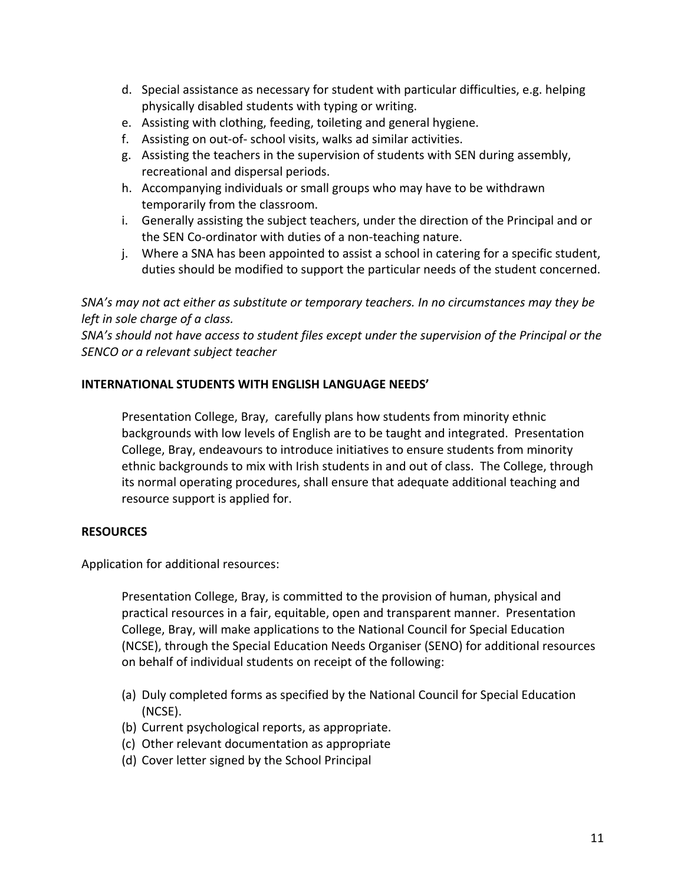d. Special assistance as necessary for student with particular difficulties, e.g. helping physically disabled students with typing or writing.
e. Assisting with clothing, feeding, toileting and general hygiene.
f. Assisting on out-of- school visits, walks ad similar activities.
g. Assisting the teachers in the supervision of students with SEN during assembly, recreational and dispersal periods.
h. Accompanying individuals or small groups who may have to be withdrawn temporarily from the classroom.
i. Generally assisting the subject teachers, under the direction of the Principal and or the SEN Co-ordinator with duties of a non-teaching nature.
j. Where a SNA has been appointed to assist a school in catering for a specific student, duties should be modified to support the particular needs of the student concerned.

*SNA's may not act either as substitute or temporary teachers. In no circumstances may they be left in sole charge of a class.*
*SNA's should not have access to student files except under the supervision of the Principal or the SENCO or a relevant subject teacher*

**INTERNATIONAL STUDENTS WITH ENGLISH LANGUAGE NEEDS'**

Presentation College, Bray, carefully plans how students from minority ethnic backgrounds with low levels of English are to be taught and integrated. Presentation College, Bray, endeavours to introduce initiatives to ensure students from minority ethnic backgrounds to mix with Irish students in and out of class. The College, through its normal operating procedures, shall ensure that adequate additional teaching and resource support is applied for.

**RESOURCES**

Application for additional resources:

Presentation College, Bray, is committed to the provision of human, physical and practical resources in a fair, equitable, open and transparent manner. Presentation College, Bray, will make applications to the National Council for Special Education (NCSE), through the Special Education Needs Organiser (SENO) for additional resources on behalf of individual students on receipt of the following:

(a) Duly completed forms as specified by the National Council for Special Education (NCSE).
(b) Current psychological reports, as appropriate.
(c) Other relevant documentation as appropriate
(d) Cover letter signed by the School Principal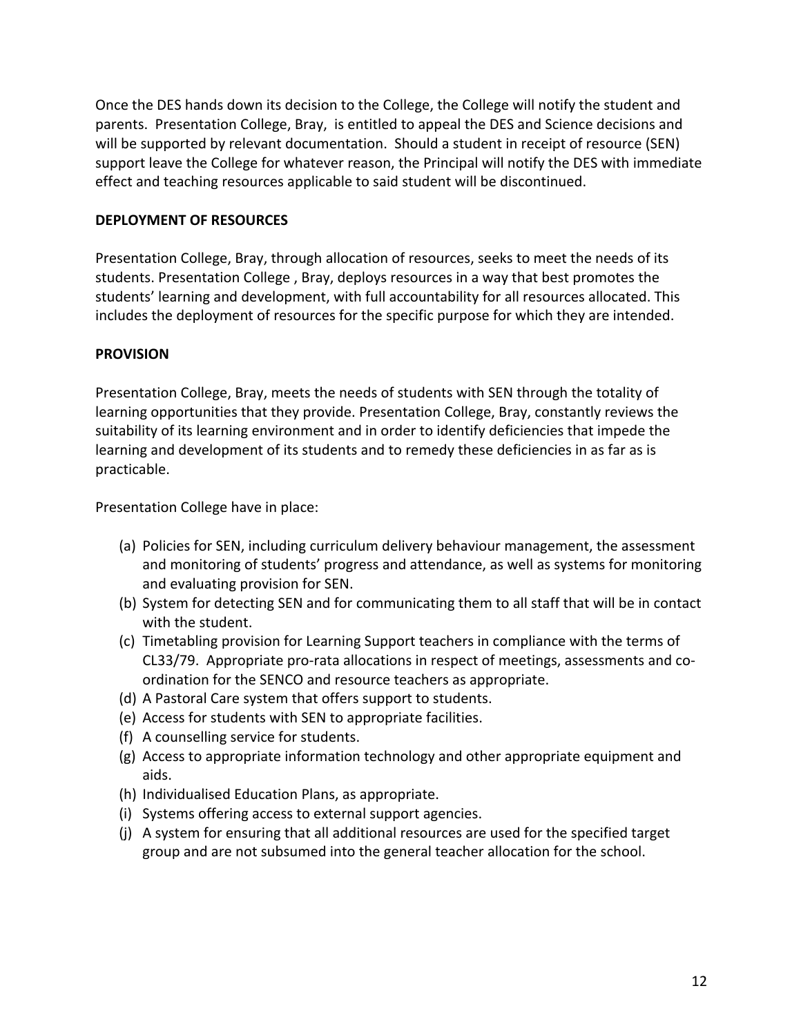Once the DES hands down its decision to the College, the College will notify the student and parents. Presentation College, Bray, is entitled to appeal the DES and Science decisions and will be supported by relevant documentation. Should a student in receipt of resource (SEN) support leave the College for whatever reason, the Principal will notify the DES with immediate effect and teaching resources applicable to said student will be discontinued.

**DEPLOYMENT OF RESOURCES**

Presentation College, Bray, through allocation of resources, seeks to meet the needs of its students. Presentation College , Bray, deploys resources in a way that best promotes the students' learning and development, with full accountability for all resources allocated. This includes the deployment of resources for the specific purpose for which they are intended.

**PROVISION**

Presentation College, Bray, meets the needs of students with SEN through the totality of learning opportunities that they provide. Presentation College, Bray, constantly reviews the suitability of its learning environment and in order to identify deficiencies that impede the learning and development of its students and to remedy these deficiencies in as far as is practicable.

Presentation College have in place:

(a) Policies for SEN, including curriculum delivery behaviour management, the assessment and monitoring of students' progress and attendance, as well as systems for monitoring and evaluating provision for SEN.
(b) System for detecting SEN and for communicating them to all staff that will be in contact with the student.
(c) Timetabling provision for Learning Support teachers in compliance with the terms of CL33/79. Appropriate pro-rata allocations in respect of meetings, assessments and co-ordination for the SENCO and resource teachers as appropriate.
(d) A Pastoral Care system that offers support to students.
(e) Access for students with SEN to appropriate facilities.
(f) A counselling service for students.
(g) Access to appropriate information technology and other appropriate equipment and aids.
(h) Individualised Education Plans, as appropriate.
(i) Systems offering access to external support agencies.
(j) A system for ensuring that all additional resources are used for the specified target group and are not subsumed into the general teacher allocation for the school.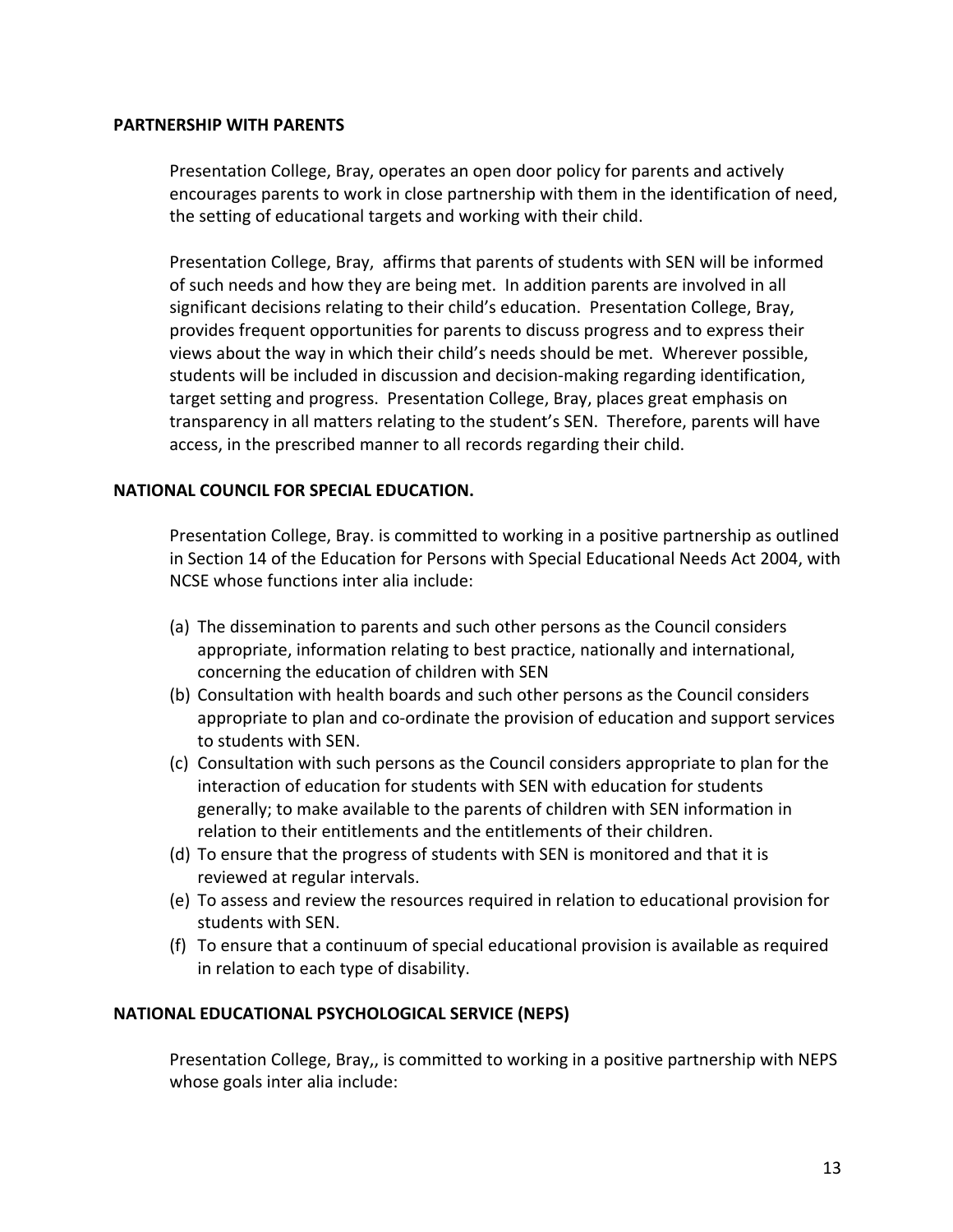**PARTNERSHIP WITH PARENTS**

Presentation College, Bray, operates an open door policy for parents and actively encourages parents to work in close partnership with them in the identification of need, the setting of educational targets and working with their child.

Presentation College, Bray, affirms that parents of students with SEN will be informed of such needs and how they are being met. In addition parents are involved in all significant decisions relating to their child's education. Presentation College, Bray, provides frequent opportunities for parents to discuss progress and to express their views about the way in which their child's needs should be met. Wherever possible, students will be included in discussion and decision-making regarding identification, target setting and progress. Presentation College, Bray, places great emphasis on transparency in all matters relating to the student's SEN. Therefore, parents will have access, in the prescribed manner to all records regarding their child.

**NATIONAL COUNCIL FOR SPECIAL EDUCATION.**

Presentation College, Bray. is committed to working in a positive partnership as outlined in Section 14 of the Education for Persons with Special Educational Needs Act 2004, with NCSE whose functions inter alia include:

(a) The dissemination to parents and such other persons as the Council considers appropriate, information relating to best practice, nationally and international, concerning the education of children with SEN
(b) Consultation with health boards and such other persons as the Council considers appropriate to plan and co-ordinate the provision of education and support services to students with SEN.
(c) Consultation with such persons as the Council considers appropriate to plan for the interaction of education for students with SEN with education for students generally; to make available to the parents of children with SEN information in relation to their entitlements and the entitlements of their children.
(d) To ensure that the progress of students with SEN is monitored and that it is reviewed at regular intervals.
(e) To assess and review the resources required in relation to educational provision for students with SEN.
(f) To ensure that a continuum of special educational provision is available as required in relation to each type of disability.

**NATIONAL EDUCATIONAL PSYCHOLOGICAL SERVICE (NEPS)**

Presentation College, Bray,, is committed to working in a positive partnership with NEPS whose goals inter alia include: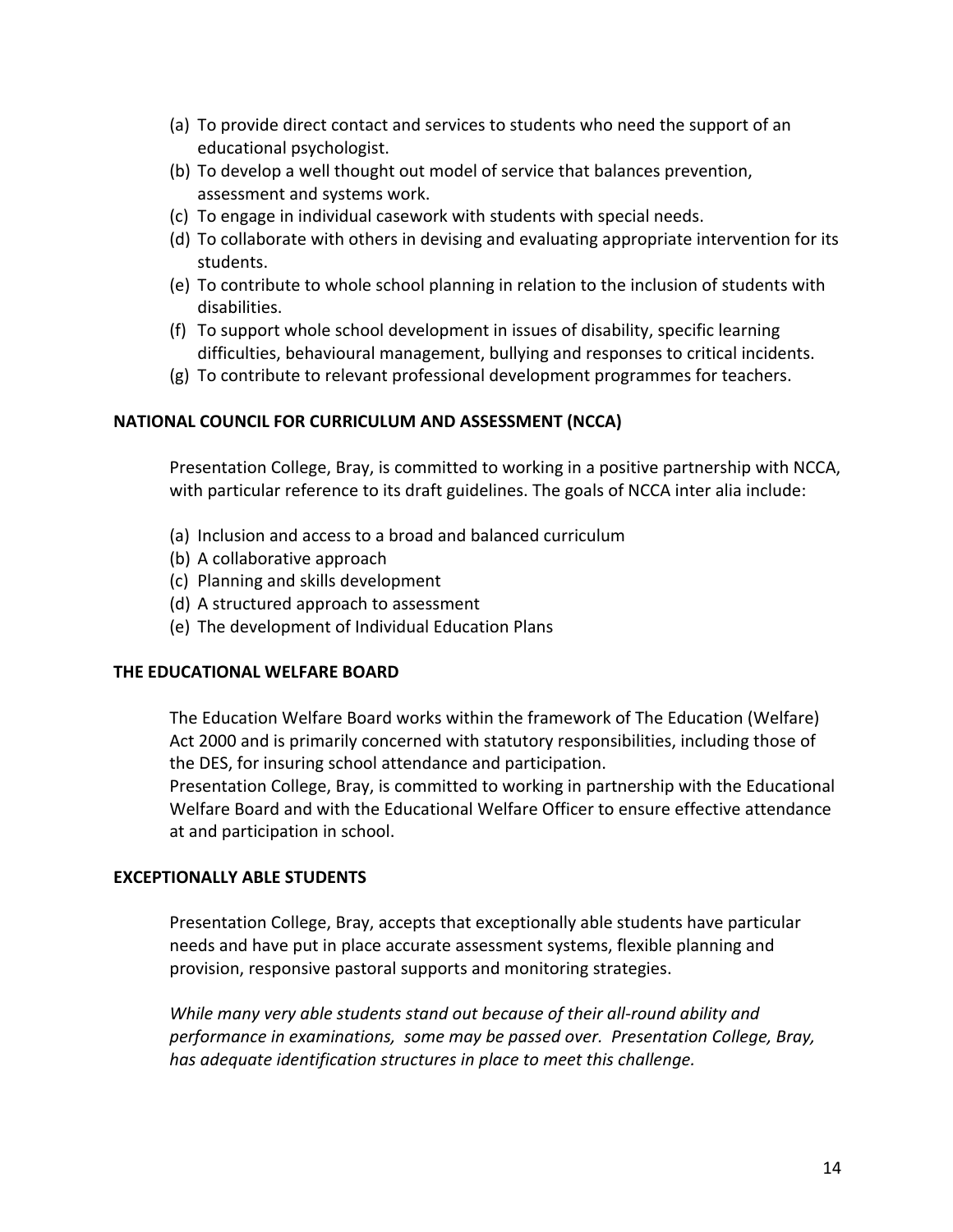(a) To provide direct contact and services to students who need the support of an educational psychologist.
(b) To develop a well thought out model of service that balances prevention, assessment and systems work.
(c) To engage in individual casework with students with special needs.
(d) To collaborate with others in devising and evaluating appropriate intervention for its students.
(e) To contribute to whole school planning in relation to the inclusion of students with disabilities.
(f) To support whole school development in issues of disability, specific learning difficulties, behavioural management, bullying and responses to critical incidents.
(g) To contribute to relevant professional development programmes for teachers.

**NATIONAL COUNCIL FOR CURRICULUM AND ASSESSMENT (NCCA)**

Presentation College, Bray, is committed to working in a positive partnership with NCCA, with particular reference to its draft guidelines. The goals of NCCA inter alia include:

(a) Inclusion and access to a broad and balanced curriculum
(b) A collaborative approach
(c) Planning and skills development
(d) A structured approach to assessment
(e) The development of Individual Education Plans

**THE EDUCATIONAL WELFARE BOARD**

The Education Welfare Board works within the framework of The Education (Welfare) Act 2000 and is primarily concerned with statutory responsibilities, including those of the DES, for insuring school attendance and participation.
Presentation College, Bray, is committed to working in partnership with the Educational Welfare Board and with the Educational Welfare Officer to ensure effective attendance at and participation in school.

**EXCEPTIONALLY ABLE STUDENTS**

Presentation College, Bray, accepts that exceptionally able students have particular needs and have put in place accurate assessment systems, flexible planning and provision, responsive pastoral supports and monitoring strategies.

*While many very able students stand out because of their all-round ability and performance in examinations, some may be passed over. Presentation College, Bray, has adequate identification structures in place to meet this challenge.*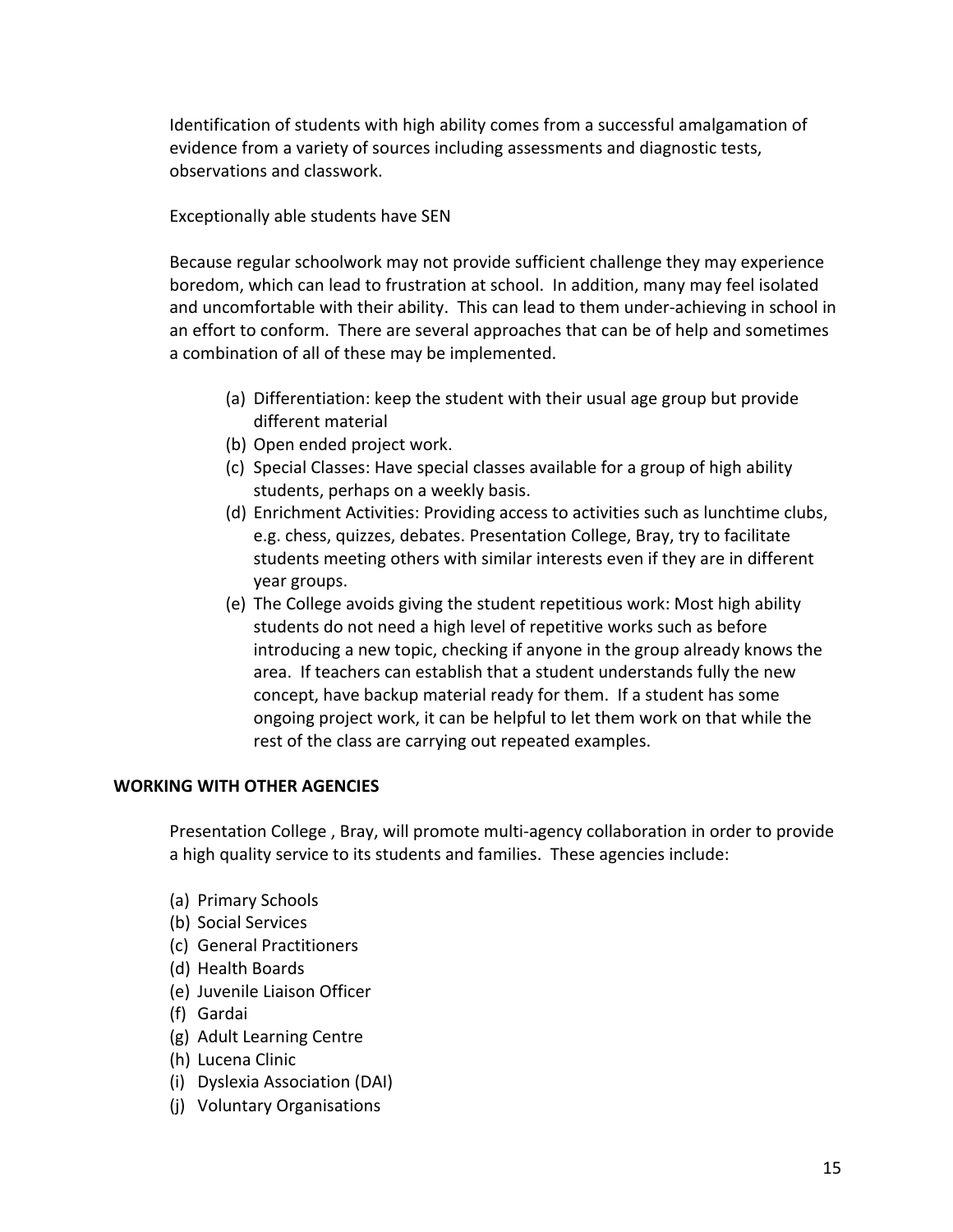Identification of students with high ability comes from a successful amalgamation of evidence from a variety of sources including assessments and diagnostic tests, observations and classwork.

Exceptionally able students have SEN

Because regular schoolwork may not provide sufficient challenge they may experience boredom, which can lead to frustration at school. In addition, many may feel isolated and uncomfortable with their ability. This can lead to them under-achieving in school in an effort to conform. There are several approaches that can be of help and sometimes a combination of all of these may be implemented.

(a) Differentiation: keep the student with their usual age group but provide different material
(b) Open ended project work.
(c) Special Classes: Have special classes available for a group of high ability students, perhaps on a weekly basis.
(d) Enrichment Activities: Providing access to activities such as lunchtime clubs, e.g. chess, quizzes, debates. Presentation College, Bray, try to facilitate students meeting others with similar interests even if they are in different year groups.
(e) The College avoids giving the student repetitious work: Most high ability students do not need a high level of repetitive works such as before introducing a new topic, checking if anyone in the group already knows the area. If teachers can establish that a student understands fully the new concept, have backup material ready for them. If a student has some ongoing project work, it can be helpful to let them work on that while the rest of the class are carrying out repeated examples.

**WORKING WITH OTHER AGENCIES**

Presentation College , Bray, will promote multi-agency collaboration in order to provide a high quality service to its students and families. These agencies include:

(a) Primary Schools
(b) Social Services
(c) General Practitioners
(d) Health Boards
(e) Juvenile Liaison Officer
(f) Gardai
(g) Adult Learning Centre
(h) Lucena Clinic
(i) Dyslexia Association (DAI)
(j) Voluntary Organisations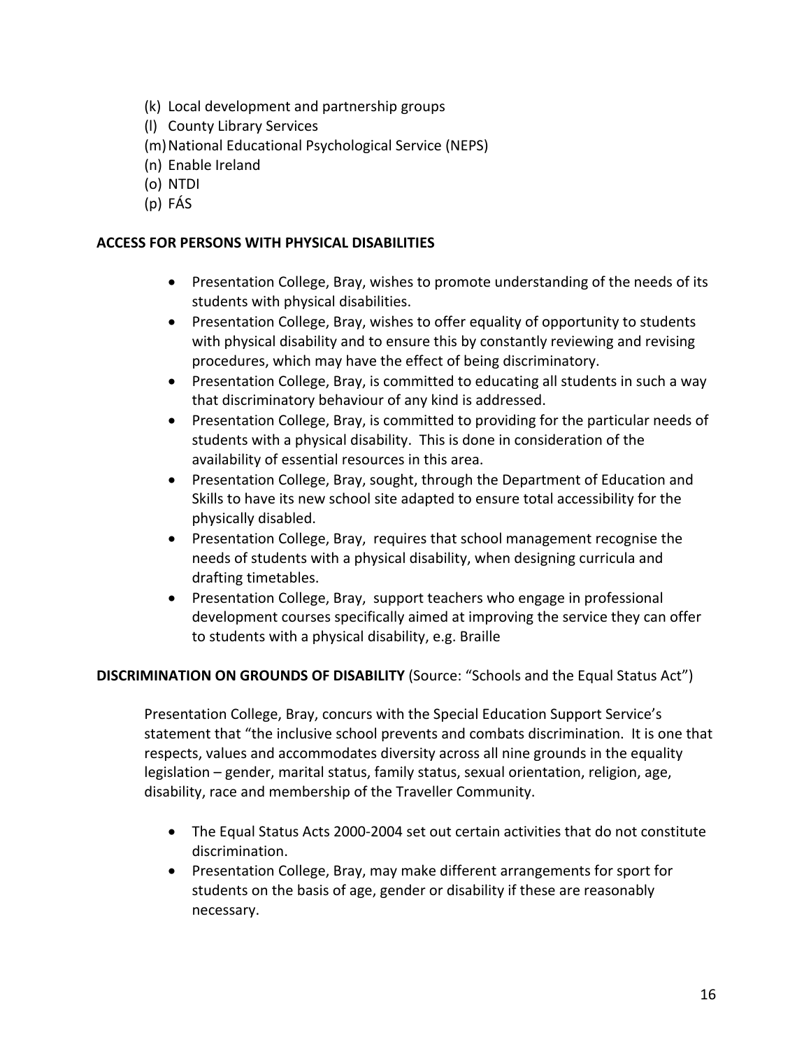(k) Local development and partnership groups
(l) County Library Services
(m) National Educational Psychological Service (NEPS)
(n) Enable Ireland
(o) NTDI
(p) FÁS

**ACCESS FOR PERSONS WITH PHYSICAL DISABILITIES**

- Presentation College, Bray, wishes to promote understanding of the needs of its students with physical disabilities.
- Presentation College, Bray, wishes to offer equality of opportunity to students with physical disability and to ensure this by constantly reviewing and revising procedures, which may have the effect of being discriminatory.
- Presentation College, Bray, is committed to educating all students in such a way that discriminatory behaviour of any kind is addressed.
- Presentation College, Bray, is committed to providing for the particular needs of students with a physical disability. This is done in consideration of the availability of essential resources in this area.
- Presentation College, Bray, sought, through the Department of Education and Skills to have its new school site adapted to ensure total accessibility for the physically disabled.
- Presentation College, Bray, requires that school management recognise the needs of students with a physical disability, when designing curricula and drafting timetables.
- Presentation College, Bray, support teachers who engage in professional development courses specifically aimed at improving the service they can offer to students with a physical disability, e.g. Braille

**DISCRIMINATION ON GROUNDS OF DISABILITY** (Source: "Schools and the Equal Status Act")

Presentation College, Bray, concurs with the Special Education Support Service's statement that "the inclusive school prevents and combats discrimination. It is one that respects, values and accommodates diversity across all nine grounds in the equality legislation – gender, marital status, family status, sexual orientation, religion, age, disability, race and membership of the Traveller Community.

- The Equal Status Acts 2000-2004 set out certain activities that do not constitute discrimination.
- Presentation College, Bray, may make different arrangements for sport for students on the basis of age, gender or disability if these are reasonably necessary.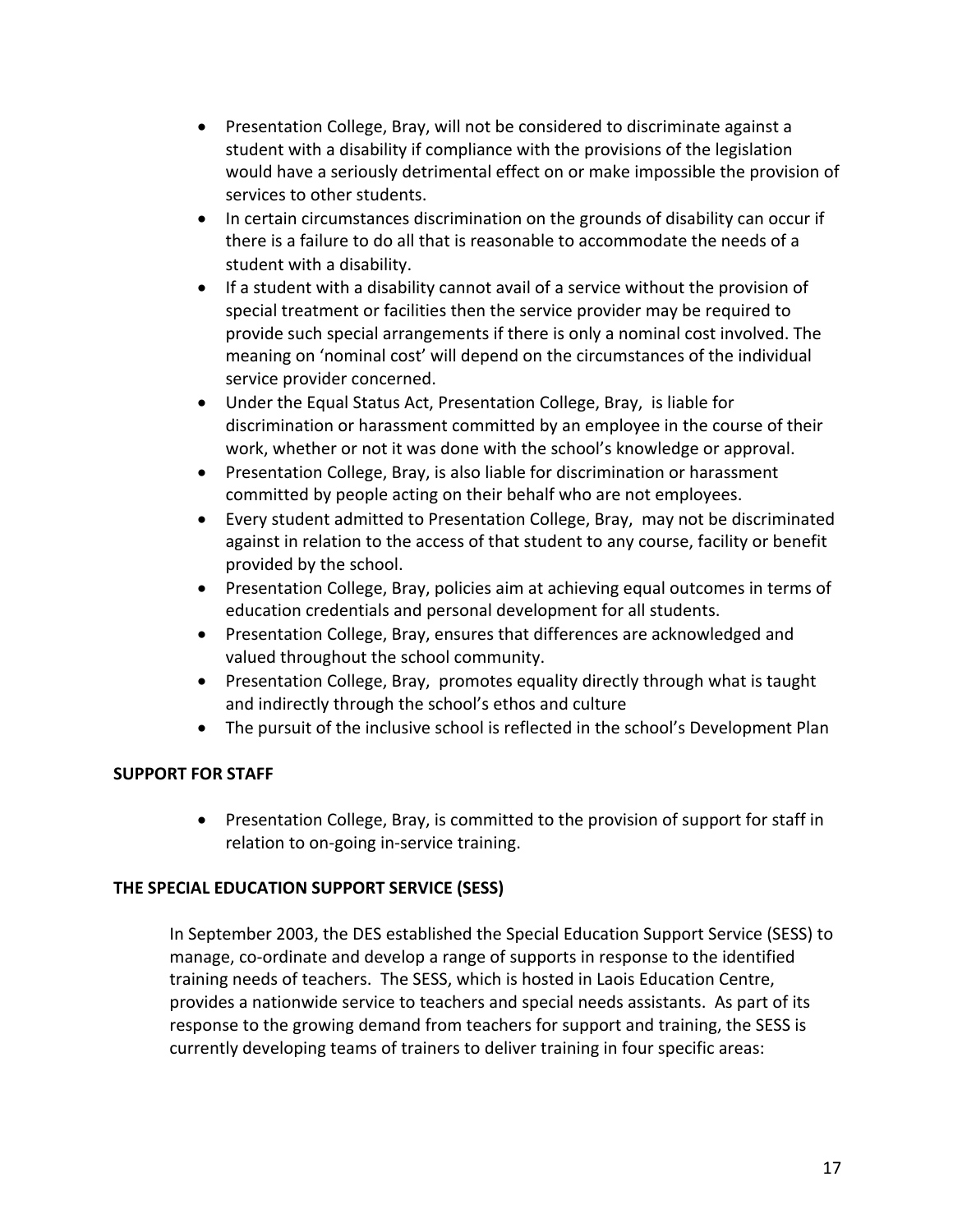- Presentation College, Bray, will not be considered to discriminate against a student with a disability if compliance with the provisions of the legislation would have a seriously detrimental effect on or make impossible the provision of services to other students.
- In certain circumstances discrimination on the grounds of disability can occur if there is a failure to do all that is reasonable to accommodate the needs of a student with a disability.
- If a student with a disability cannot avail of a service without the provision of special treatment or facilities then the service provider may be required to provide such special arrangements if there is only a nominal cost involved. The meaning on 'nominal cost' will depend on the circumstances of the individual service provider concerned.
- Under the Equal Status Act, Presentation College, Bray, is liable for discrimination or harassment committed by an employee in the course of their work, whether or not it was done with the school's knowledge or approval.
- Presentation College, Bray, is also liable for discrimination or harassment committed by people acting on their behalf who are not employees.
- Every student admitted to Presentation College, Bray, may not be discriminated against in relation to the access of that student to any course, facility or benefit provided by the school.
- Presentation College, Bray, policies aim at achieving equal outcomes in terms of education credentials and personal development for all students.
- Presentation College, Bray, ensures that differences are acknowledged and valued throughout the school community.
- Presentation College, Bray, promotes equality directly through what is taught and indirectly through the school's ethos and culture
- The pursuit of the inclusive school is reflected in the school's Development Plan

**SUPPORT FOR STAFF**

- Presentation College, Bray, is committed to the provision of support for staff in relation to on-going in-service training.

**THE SPECIAL EDUCATION SUPPORT SERVICE (SESS)**

In September 2003, the DES established the Special Education Support Service (SESS) to manage, co-ordinate and develop a range of supports in response to the identified training needs of teachers. The SESS, which is hosted in Laois Education Centre, provides a nationwide service to teachers and special needs assistants. As part of its response to the growing demand from teachers for support and training, the SESS is currently developing teams of trainers to deliver training in four specific areas: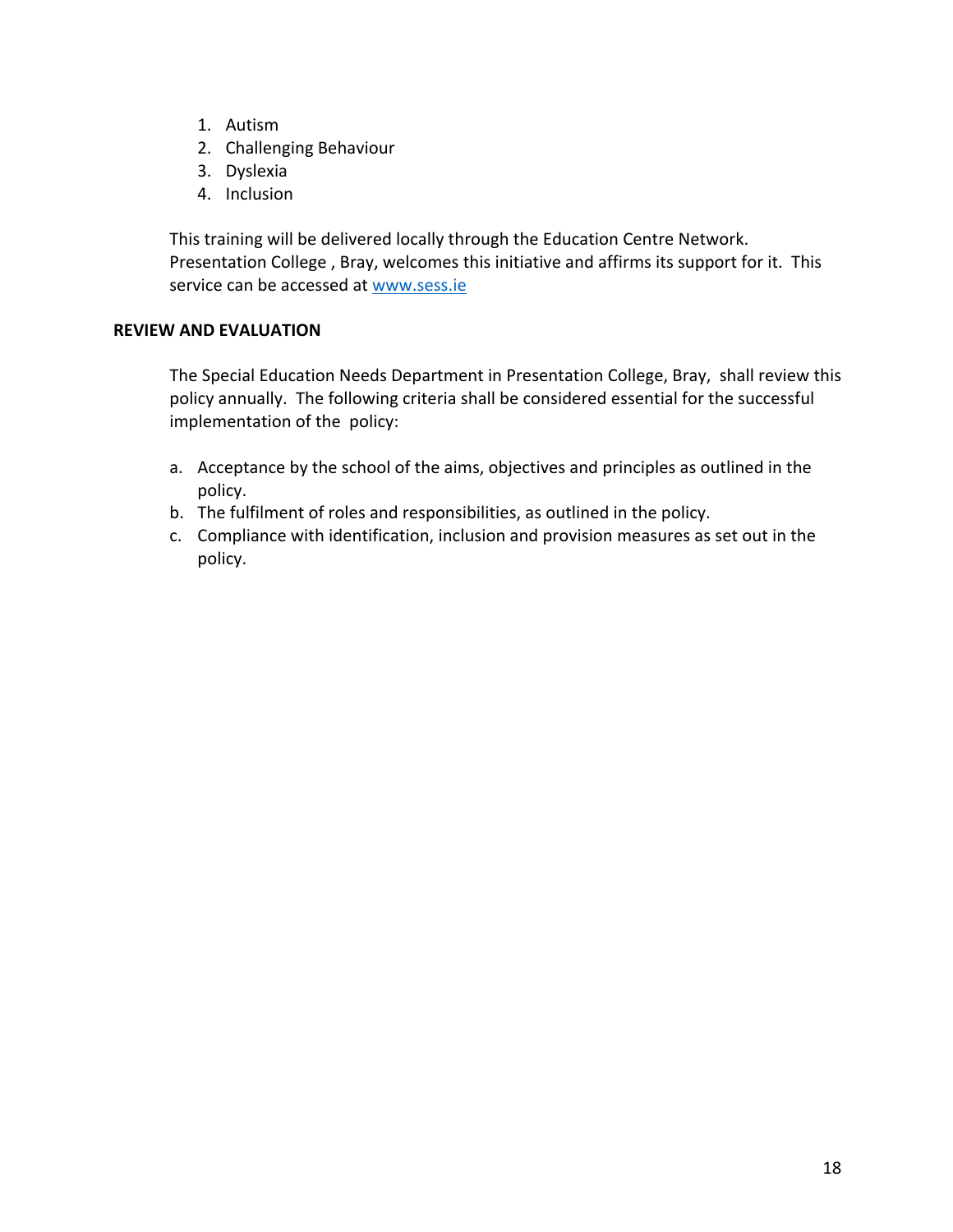1. Autism
2. Challenging Behaviour
3. Dyslexia
4. Inclusion

This training will be delivered locally through the Education Centre Network. Presentation College , Bray, welcomes this initiative and affirms its support for it. This service can be accessed at [www.sess.ie](http://www.sess.ie)

**REVIEW AND EVALUATION**

The Special Education Needs Department in Presentation College, Bray, shall review this policy annually. The following criteria shall be considered essential for the successful implementation of the policy:

a. Acceptance by the school of the aims, objectives and principles as outlined in the policy.
b. The fulfilment of roles and responsibilities, as outlined in the policy.
c. Compliance with identification, inclusion and provision measures as set out in the policy.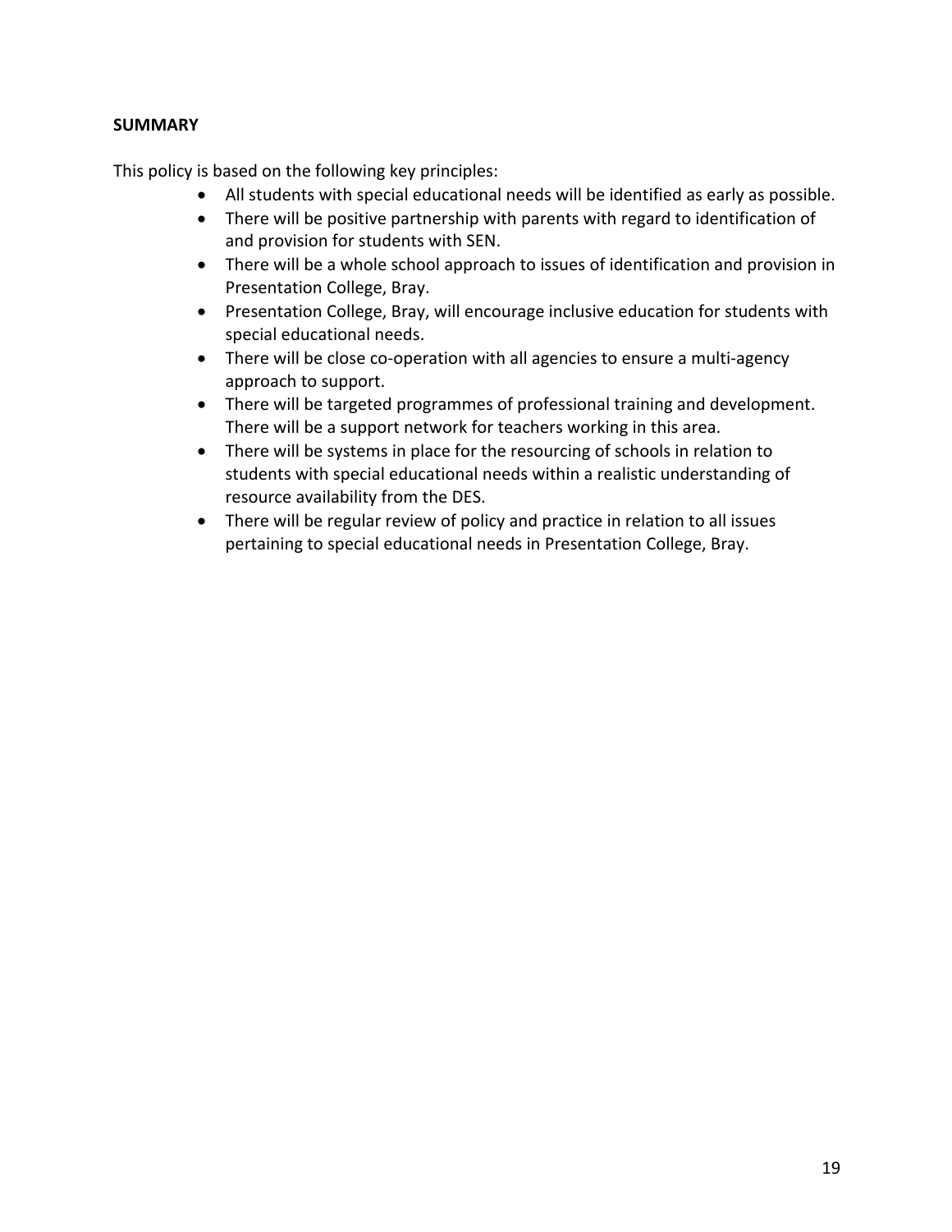**SUMMARY**

This policy is based on the following key principles:

- All students with special educational needs will be identified as early as possible.
- There will be positive partnership with parents with regard to identification of and provision for students with SEN.
- There will be a whole school approach to issues of identification and provision in Presentation College, Bray.
- Presentation College, Bray, will encourage inclusive education for students with special educational needs.
- There will be close co-operation with all agencies to ensure a multi-agency approach to support.
- There will be targeted programmes of professional training and development. There will be a support network for teachers working in this area.
- There will be systems in place for the resourcing of schools in relation to students with special educational needs within a realistic understanding of resource availability from the DES.
- There will be regular review of policy and practice in relation to all issues pertaining to special educational needs in Presentation College, Bray.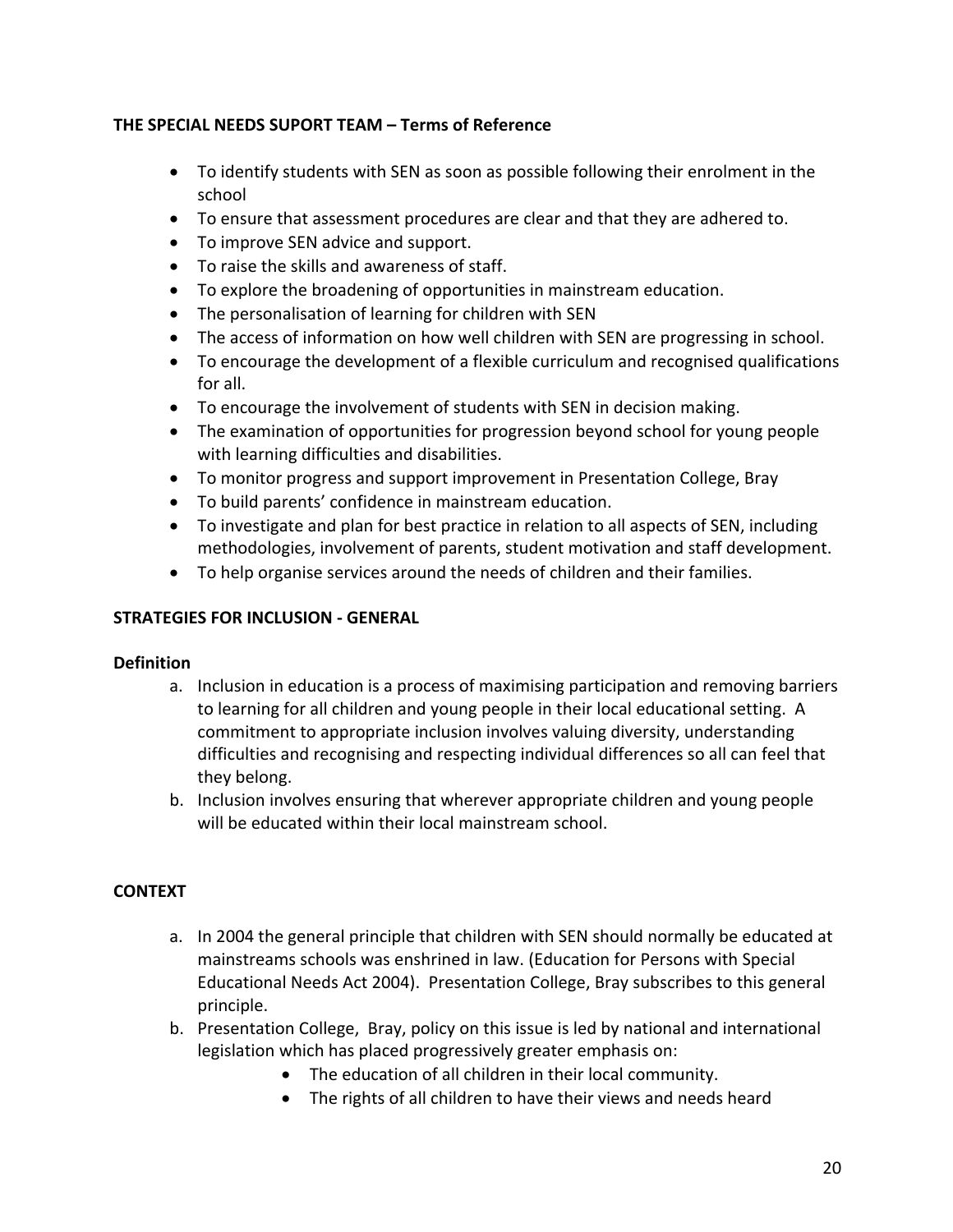**THE SPECIAL NEEDS SUPORT TEAM – Terms of Reference**

- To identify students with SEN as soon as possible following their enrolment in the school
- To ensure that assessment procedures are clear and that they are adhered to.
- To improve SEN advice and support.
- To raise the skills and awareness of staff.
- To explore the broadening of opportunities in mainstream education.
- The personalisation of learning for children with SEN
- The access of information on how well children with SEN are progressing in school.
- To encourage the development of a flexible curriculum and recognised qualifications for all.
- To encourage the involvement of students with SEN in decision making.
- The examination of opportunities for progression beyond school for young people with learning difficulties and disabilities.
- To monitor progress and support improvement in Presentation College, Bray
- To build parents' confidence in mainstream education.
- To investigate and plan for best practice in relation to all aspects of SEN, including methodologies, involvement of parents, student motivation and staff development.
- To help organise services around the needs of children and their families.

**STRATEGIES FOR INCLUSION - GENERAL**

**Definition**

a. Inclusion in education is a process of maximising participation and removing barriers to learning for all children and young people in their local educational setting. A commitment to appropriate inclusion involves valuing diversity, understanding difficulties and recognising and respecting individual differences so all can feel that they belong.
b. Inclusion involves ensuring that wherever appropriate children and young people will be educated within their local mainstream school.

**CONTEXT**

a. In 2004 the general principle that children with SEN should normally be educated at mainstreams schools was enshrined in law. (Education for Persons with Special Educational Needs Act 2004). Presentation College, Bray subscribes to this general principle.
b. Presentation College, Bray, policy on this issue is led by national and international legislation which has placed progressively greater emphasis on:
    - The education of all children in their local community.
    - The rights of all children to have their views and needs heard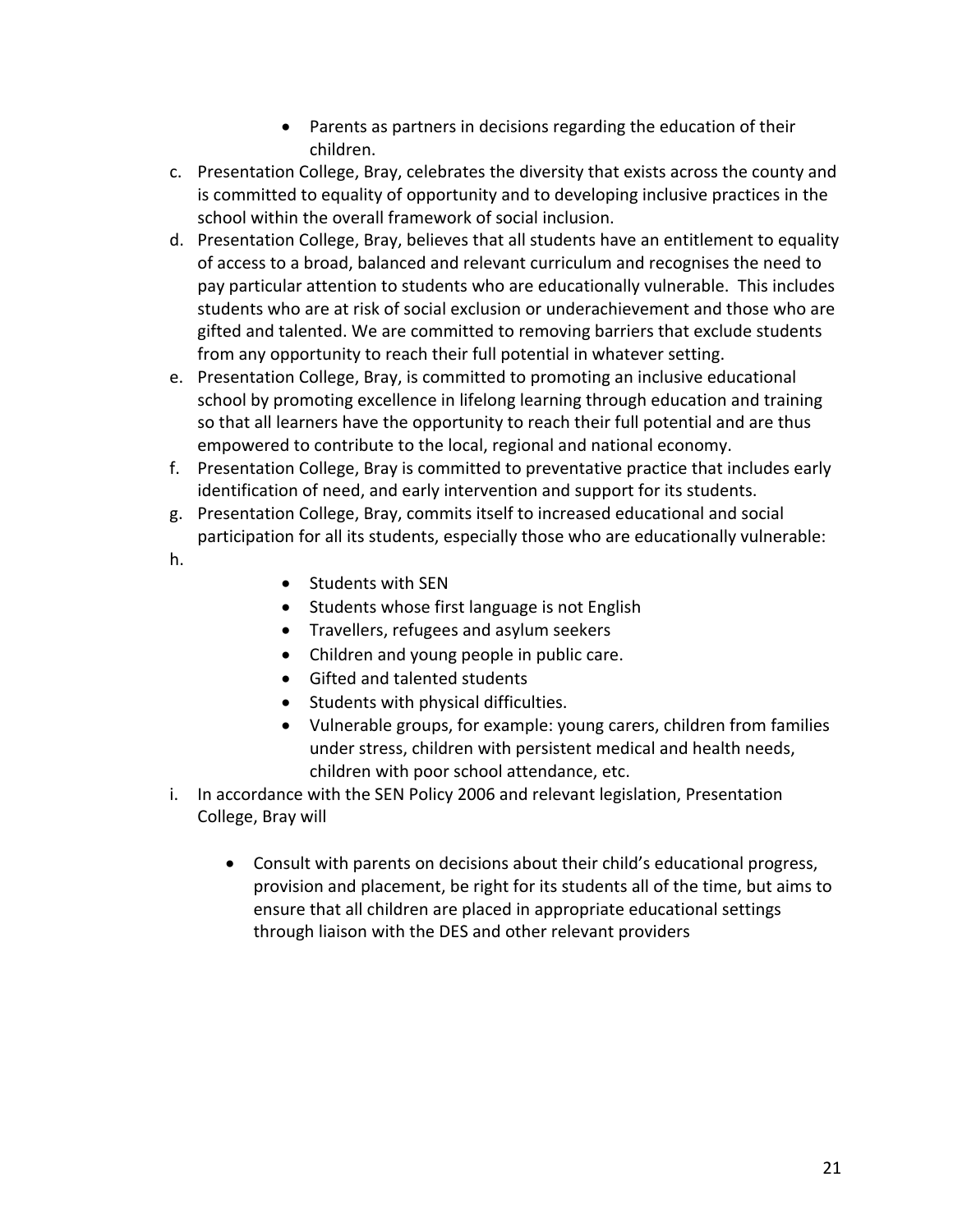- Parents as partners in decisions regarding the education of their children.

c. Presentation College, Bray, celebrates the diversity that exists across the county and is committed to equality of opportunity and to developing inclusive practices in the school within the overall framework of social inclusion.

d. Presentation College, Bray, believes that all students have an entitlement to equality of access to a broad, balanced and relevant curriculum and recognises the need to pay particular attention to students who are educationally vulnerable. This includes students who are at risk of social exclusion or underachievement and those who are gifted and talented. We are committed to removing barriers that exclude students from any opportunity to reach their full potential in whatever setting.

e. Presentation College, Bray, is committed to promoting an inclusive educational school by promoting excellence in lifelong learning through education and training so that all learners have the opportunity to reach their full potential and are thus empowered to contribute to the local, regional and national economy.

f. Presentation College, Bray is committed to preventative practice that includes early identification of need, and early intervention and support for its students.

g. Presentation College, Bray, commits itself to increased educational and social participation for all its students, especially those who are educationally vulnerable:

h.
   - Students with SEN
   - Students whose first language is not English
   - Travellers, refugees and asylum seekers
   - Children and young people in public care.
   - Gifted and talented students
   - Students with physical difficulties.
   - Vulnerable groups, for example: young carers, children from families under stress, children with persistent medical and health needs, children with poor school attendance, etc.

i. In accordance with the SEN Policy 2006 and relevant legislation, Presentation College, Bray will

   - Consult with parents on decisions about their child's educational progress, provision and placement, be right for its students all of the time, but aims to ensure that all children are placed in appropriate educational settings through liaison with the DES and other relevant providers